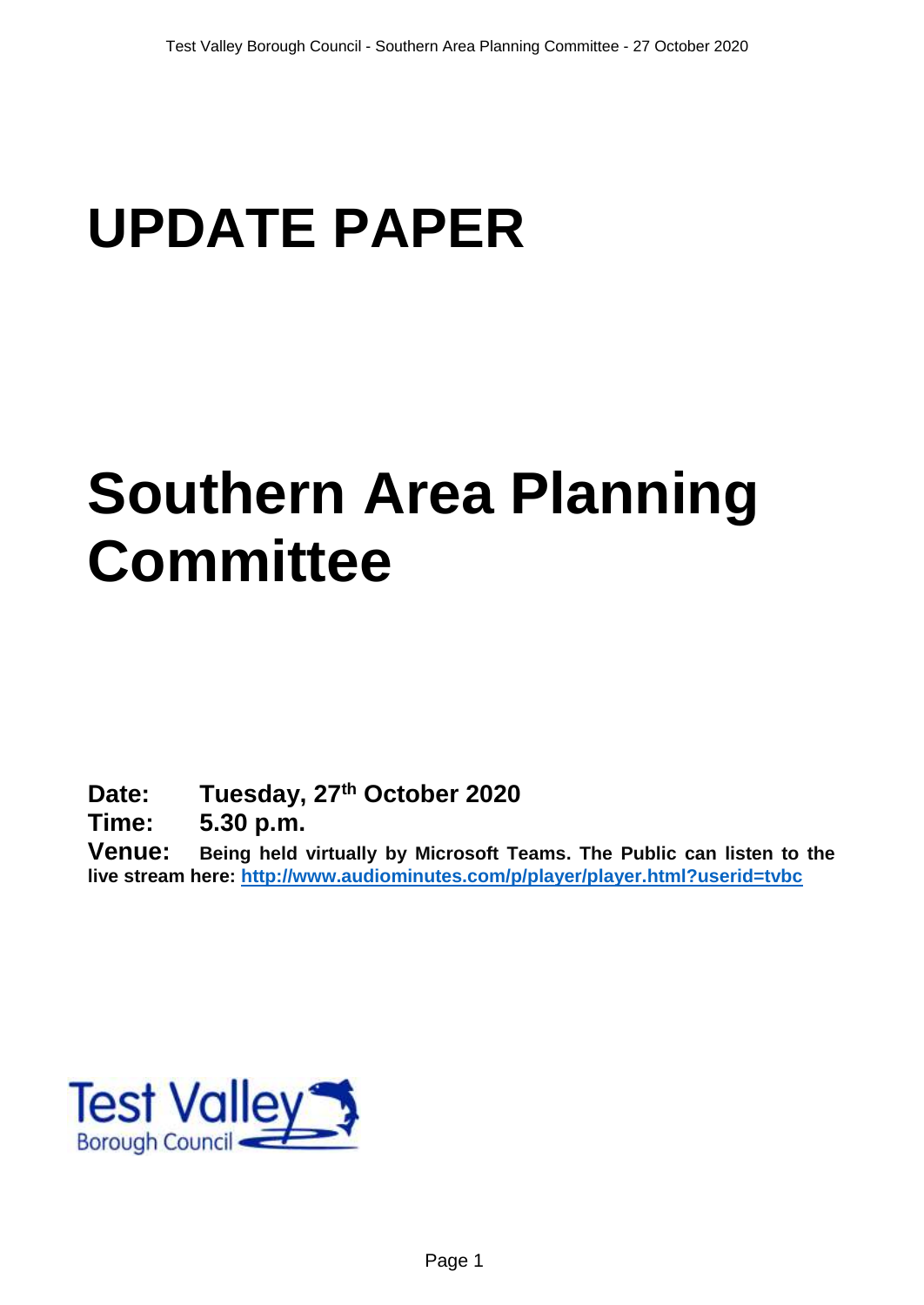# UPDATE PAPER

# Southern Area Planning Committee

**Date:** **Tuesday, 27th October 2020**

**Time:** **5.30 p.m.**

**Venue:** **Being held virtually by Microsoft Teams. The Public can listen to the live stream here: http://www.audiominutes.com/p/player/player.html?userid=tvbc**

Test Valley Borough Council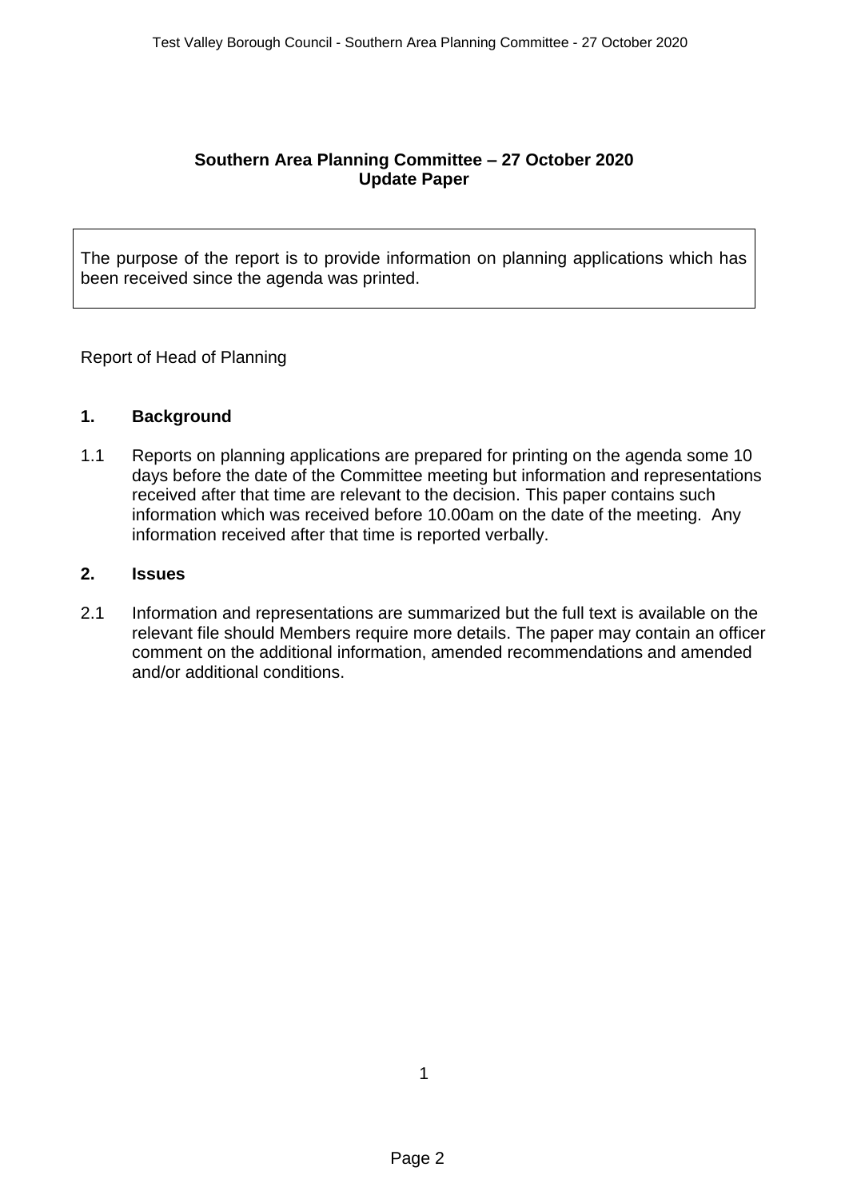**Southern Area Planning Committee – 27 October 2020**
**Update Paper**

The purpose of the report is to provide information on planning applications which has been received since the agenda was printed.

Report of Head of Planning

## 1. Background

1.1 Reports on planning applications are prepared for printing on the agenda some 10 days before the date of the Committee meeting but information and representations received after that time are relevant to the decision. This paper contains such information which was received before 10.00am on the date of the meeting. Any information received after that time is reported verbally.

## 2. Issues

2.1 Information and representations are summarized but the full text is available on the relevant file should Members require more details. The paper may contain an officer comment on the additional information, amended recommendations and amended and/or additional conditions.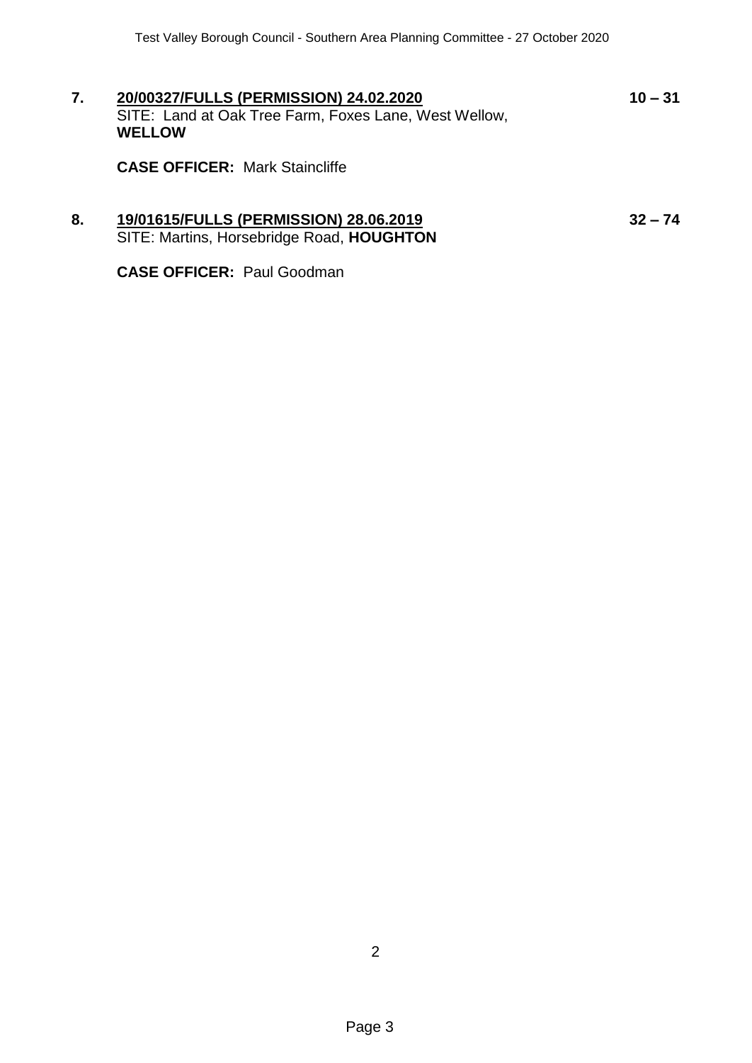**7.** **20/00327/FULLS (PERMISSION) 24.02.2020** **10 – 31**

SITE: Land at Oak Tree Farm, Foxes Lane, West Wellow, **WELLOW**

**CASE OFFICER:** Mark Staincliffe

**8.** **19/01615/FULLS (PERMISSION) 28.06.2019** **32 – 74**

SITE: Martins, Horsebridge Road, **HOUGHTON**

**CASE OFFICER:** Paul Goodman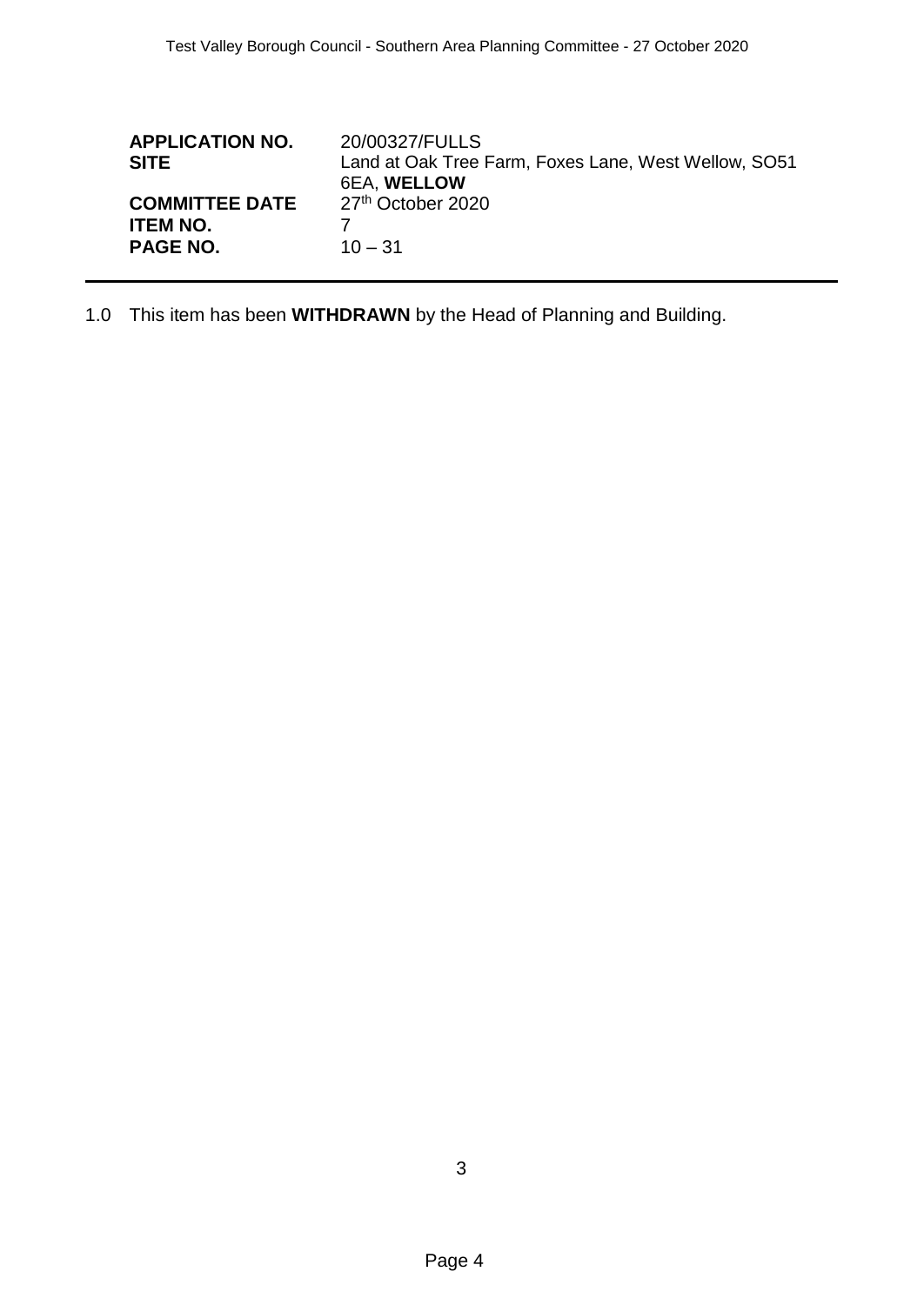| | |
|---|---|
| **APPLICATION NO.** | 20/00327/FULLS |
| **SITE** | Land at Oak Tree Farm, Foxes Lane, West Wellow, SO51 6EA, **WELLOW** |
| **COMMITTEE DATE** | 27th October 2020 |
| **ITEM NO.** | 7 |
| **PAGE NO.** | 10 – 31 |

---

1.0 This item has been **WITHDRAWN** by the Head of Planning and Building.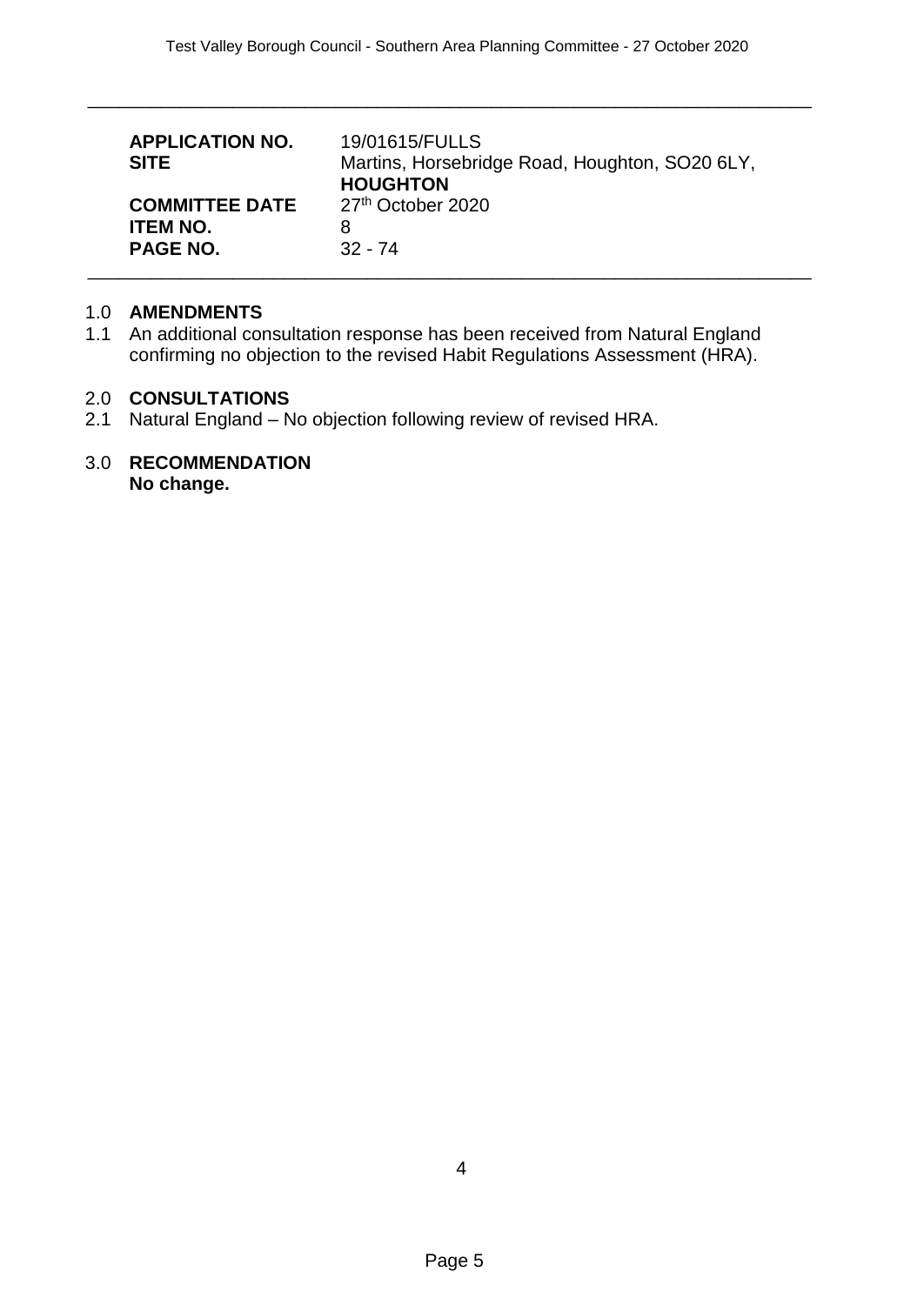| | |
|---|---|
| **APPLICATION NO.** | 19/01615/FULLS |
| **SITE** | Martins, Horsebridge Road, Houghton, SO20 6LY, **HOUGHTON** |
| **COMMITTEE DATE** | 27th October 2020 |
| **ITEM NO.** | 8 |
| **PAGE NO.** | 32 - 74 |

## 1.0 AMENDMENTS

1.1 An additional consultation response has been received from Natural England confirming no objection to the revised Habit Regulations Assessment (HRA).

## 2.0 CONSULTATIONS

2.1 Natural England – No objection following review of revised HRA.

## 3.0 RECOMMENDATION

**No change.**